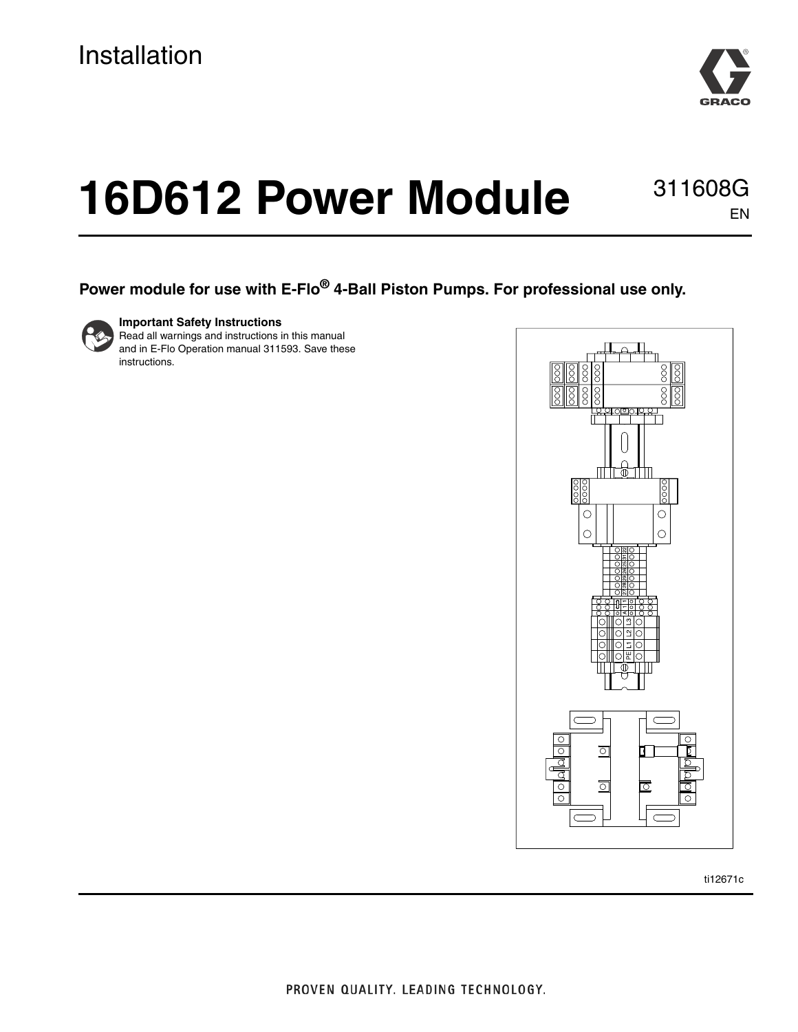Installation

# 16D612 Power Module

311608G
EN

**Power module for use with E-Flo® 4-Ball Piston Pumps. For professional use only.**

**Important Safety Instructions**
Read all warnings and instructions in this manual and in E-Flo Operation manual 311593. Save these instructions.

ti12671c

PROVEN QUALITY. LEADING TECHNOLOGY.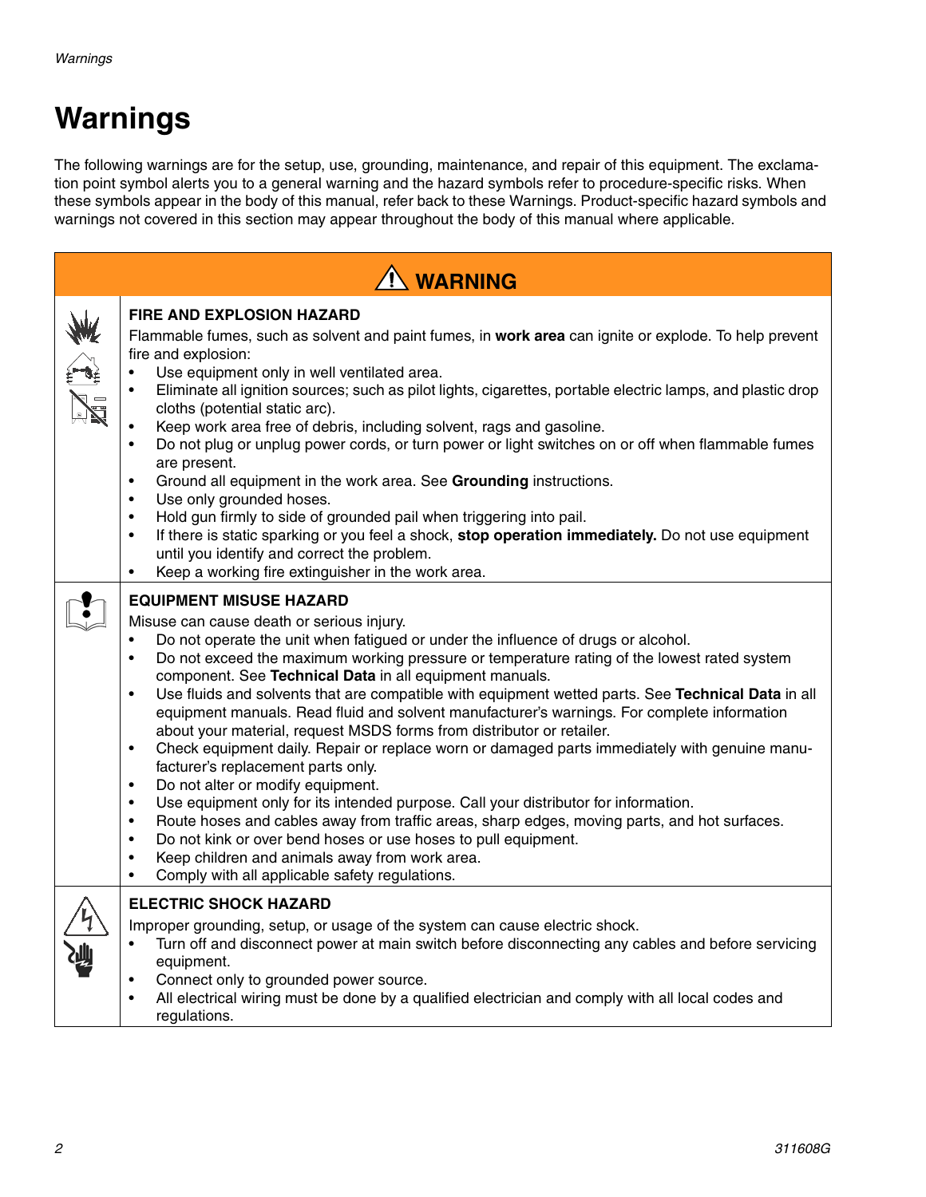# Warnings

The following warnings are for the setup, use, grounding, maintenance, and repair of this equipment. The exclamation point symbol alerts you to a general warning and the hazard symbols refer to procedure-specific risks. When these symbols appear in the body of this manual, refer back to these Warnings. Product-specific hazard symbols and warnings not covered in this section may appear throughout the body of this manual where applicable.

## ⚠ WARNING

### FIRE AND EXPLOSION HAZARD

Flammable fumes, such as solvent and paint fumes, in **work area** can ignite or explode. To help prevent fire and explosion:

- Use equipment only in well ventilated area.
- Eliminate all ignition sources; such as pilot lights, cigarettes, portable electric lamps, and plastic drop cloths (potential static arc).
- Keep work area free of debris, including solvent, rags and gasoline.
- Do not plug or unplug power cords, or turn power or light switches on or off when flammable fumes are present.
- Ground all equipment in the work area. See **Grounding** instructions.
- Use only grounded hoses.
- Hold gun firmly to side of grounded pail when triggering into pail.
- If there is static sparking or you feel a shock, **stop operation immediately.** Do not use equipment until you identify and correct the problem.
- Keep a working fire extinguisher in the work area.

### EQUIPMENT MISUSE HAZARD

Misuse can cause death or serious injury.

- Do not operate the unit when fatigued or under the influence of drugs or alcohol.
- Do not exceed the maximum working pressure or temperature rating of the lowest rated system component. See **Technical Data** in all equipment manuals.
- Use fluids and solvents that are compatible with equipment wetted parts. See **Technical Data** in all equipment manuals. Read fluid and solvent manufacturer's warnings. For complete information about your material, request MSDS forms from distributor or retailer.
- Check equipment daily. Repair or replace worn or damaged parts immediately with genuine manufacturer's replacement parts only.
- Do not alter or modify equipment.
- Use equipment only for its intended purpose. Call your distributor for information.
- Route hoses and cables away from traffic areas, sharp edges, moving parts, and hot surfaces.
- Do not kink or over bend hoses or use hoses to pull equipment.
- Keep children and animals away from work area.
- Comply with all applicable safety regulations.

### ELECTRIC SHOCK HAZARD

Improper grounding, setup, or usage of the system can cause electric shock.

- Turn off and disconnect power at main switch before disconnecting any cables and before servicing equipment.
- Connect only to grounded power source.
- All electrical wiring must be done by a qualified electrician and comply with all local codes and regulations.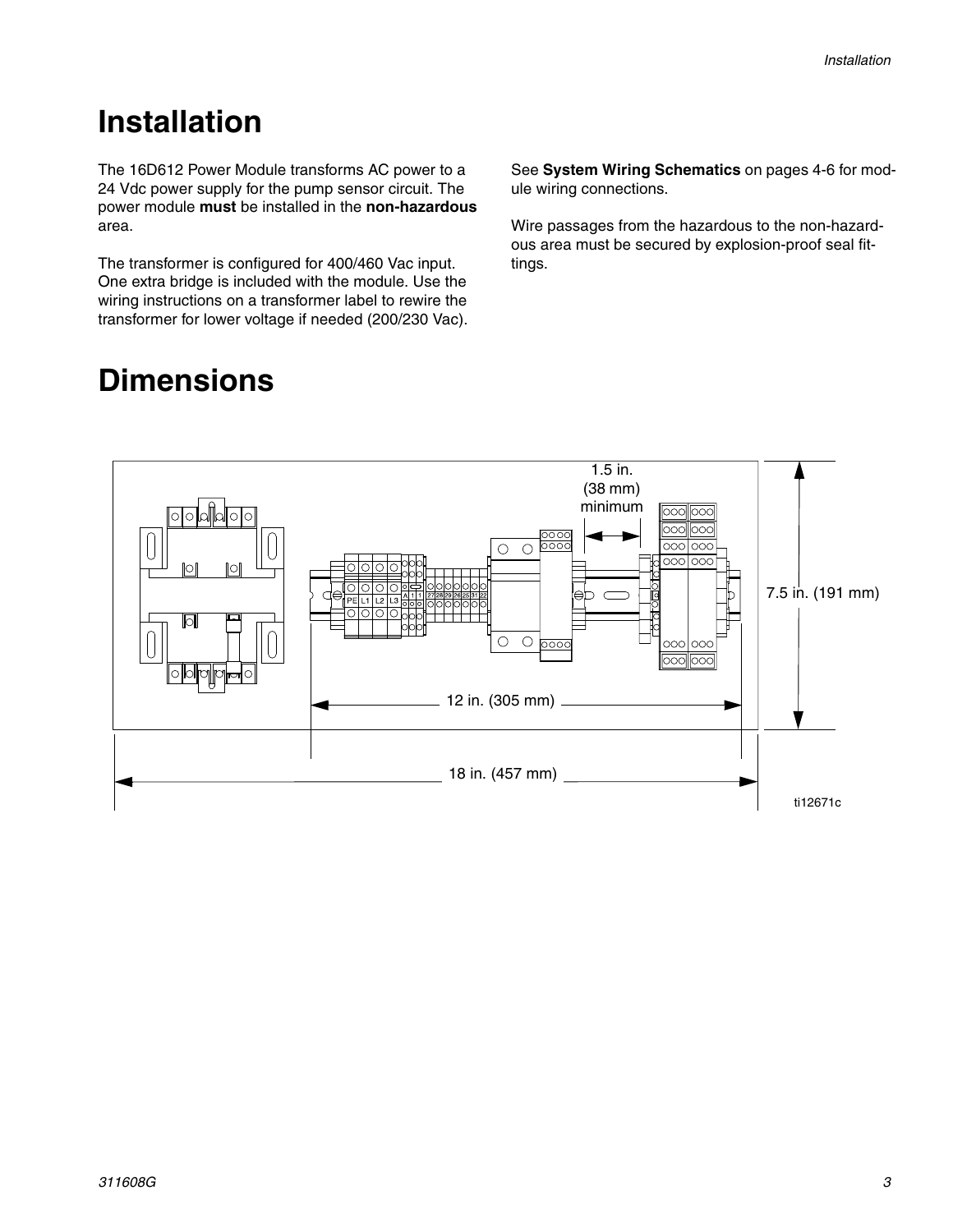// Installation

The 16D612 Power Module transforms AC power to a 24 Vdc power supply for the pump sensor circuit. The power module **must** be installed in the **non-hazardous** area.

The transformer is configured for 400/460 Vac input. One extra bridge is included with the module. Use the wiring instructions on a transformer label to rewire the transformer for lower voltage if needed (200/230 Vac).

See **System Wiring Schematics** on pages 4-6 for module wiring connections.

Wire passages from the hazardous to the non-hazardous area must be secured by explosion-proof seal fittings.

# Dimensions

1.5 in. (38 mm) minimum

7.5 in. (191 mm)

12 in. (305 mm)

18 in. (457 mm)

ti12671c

# Installation

The 16D612 Power Module transforms AC power to a 24 Vdc power supply for the pump sensor circuit. The power module **must** be installed in the **non-hazardous** area.

The transformer is configured for 400/460 Vac input. One extra bridge is included with the module. Use the wiring instructions on a transformer label to rewire the transformer for lower voltage if needed (200/230 Vac).

See **System Wiring Schematics** on pages 4-6 for module wiring connections.

Wire passages from the hazardous to the non-hazardous area must be secured by explosion-proof seal fittings.

# Dimensions

1.5 in. (38 mm) minimum

7.5 in. (191 mm)

12 in. (305 mm)

18 in. (457 mm)

ti12671c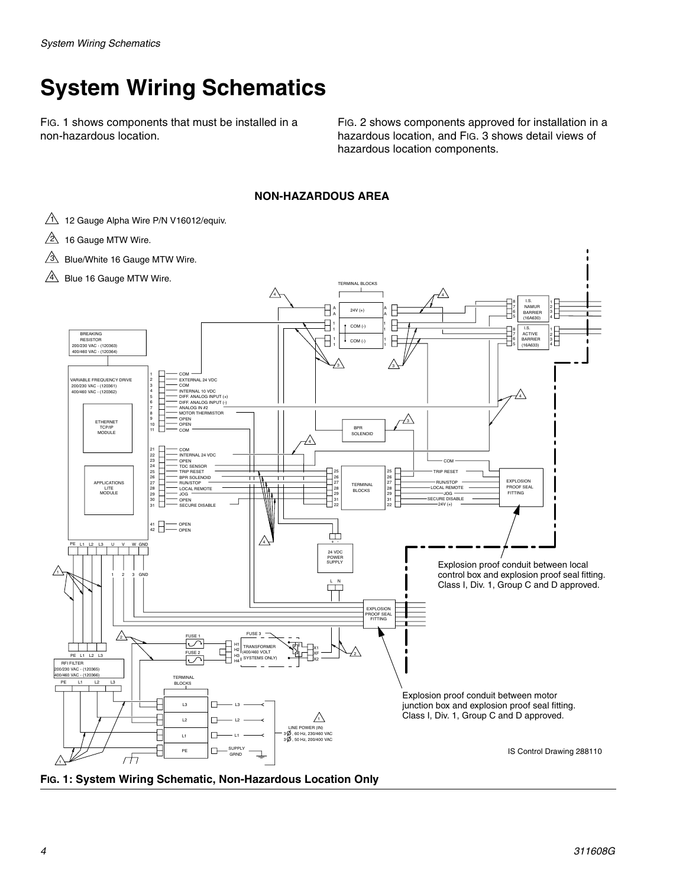# System Wiring Schematics

FIG. 1 shows components that must be installed in a non-hazardous location.

FIG. 2 shows components approved for installation in a hazardous location, and FIG. 3 shows detail views of hazardous location components.

**NON-HAZARDOUS AREA**

1. 12 Gauge Alpha Wire P/N V16012/equiv.
2. 16 Gauge MTW Wire.
3. Blue/White 16 Gauge MTW Wire.
4. Blue 16 Gauge MTW Wire.

Explosion proof conduit between local control box and explosion proof seal fitting. Class I, Div. 1, Group C and D approved.

Explosion proof conduit between motor junction box and explosion proof seal fitting. Class I, Div. 1, Group C and D approved.

IS Control Drawing 288110

**FIG. 1: System Wiring Schematic, Non-Hazardous Location Only**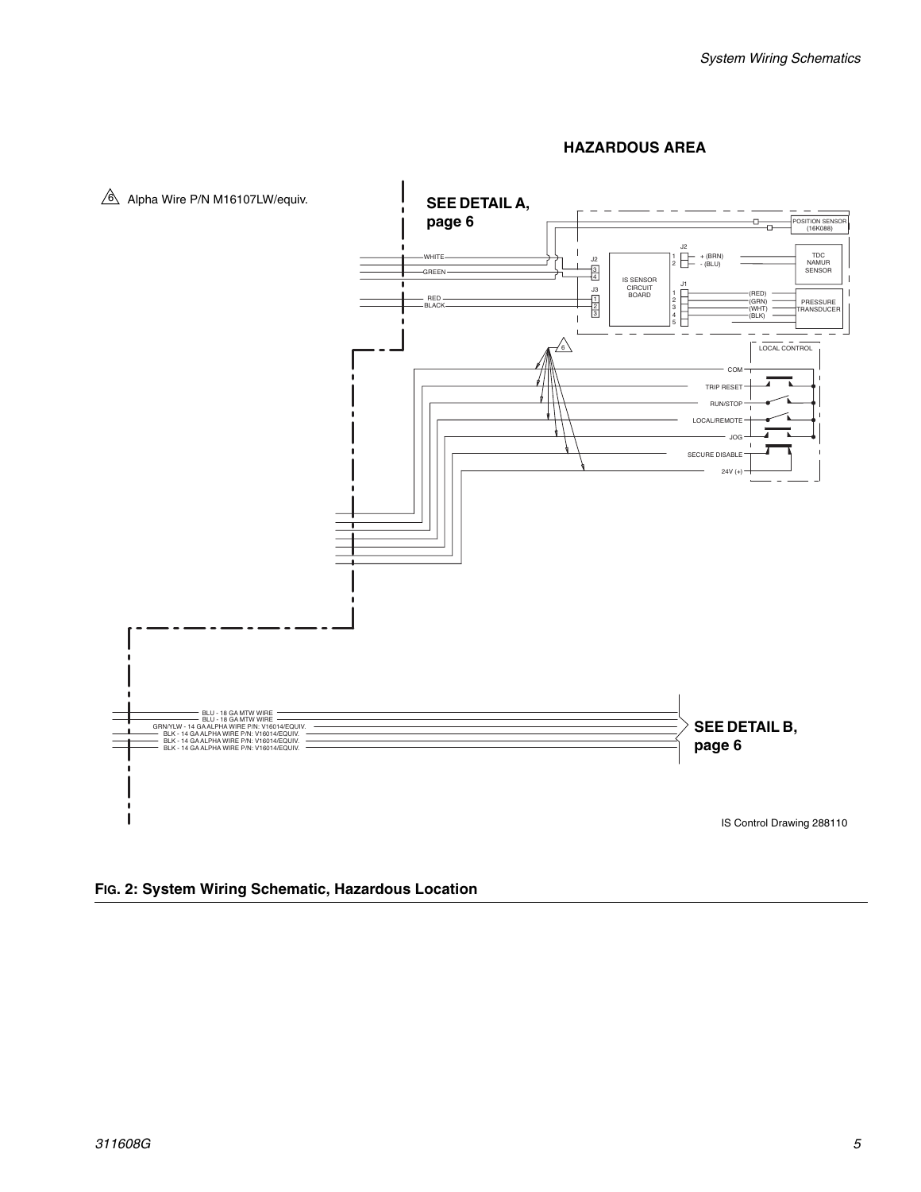**HAZARDOUS AREA**

6 Alpha Wire P/N M16107LW/equiv.

SEE DETAIL A, page 6

POSITION SENSOR (16K088)

WHITE

GREEN

RED

BLACK

J2

3

4

J3

1

2

3

IS SENSOR CIRCUIT BOARD

J2

1

2

+ (BRN)

- (BLU)

TDC NAMUR SENSOR

J1

1

2

3

4

5

(RED)

(GRN)

(WHT)

(BLK)

PRESSURE TRANSDUCER

6

LOCAL CONTROL

COM

TRIP RESET

RUN/STOP

LOCAL/REMOTE

JOG

SECURE DISABLE

24V (+)

BLU - 18 GA MTW WIRE

BLU - 18 GA MTW WIRE

GRN/YLW - 14 GA ALPHA WIRE P/N: V16014/EQUIV.

BLK - 14 GA ALPHA WIRE P/N: V16014/EQUIV.

BLK - 14 GA ALPHA WIRE P/N: V16014/EQUIV.

BLK - 14 GA ALPHA WIRE P/N: V16014/EQUIV.

SEE DETAIL B, page 6

IS Control Drawing 288110

**FIG. 2: System Wiring Schematic, Hazardous Location**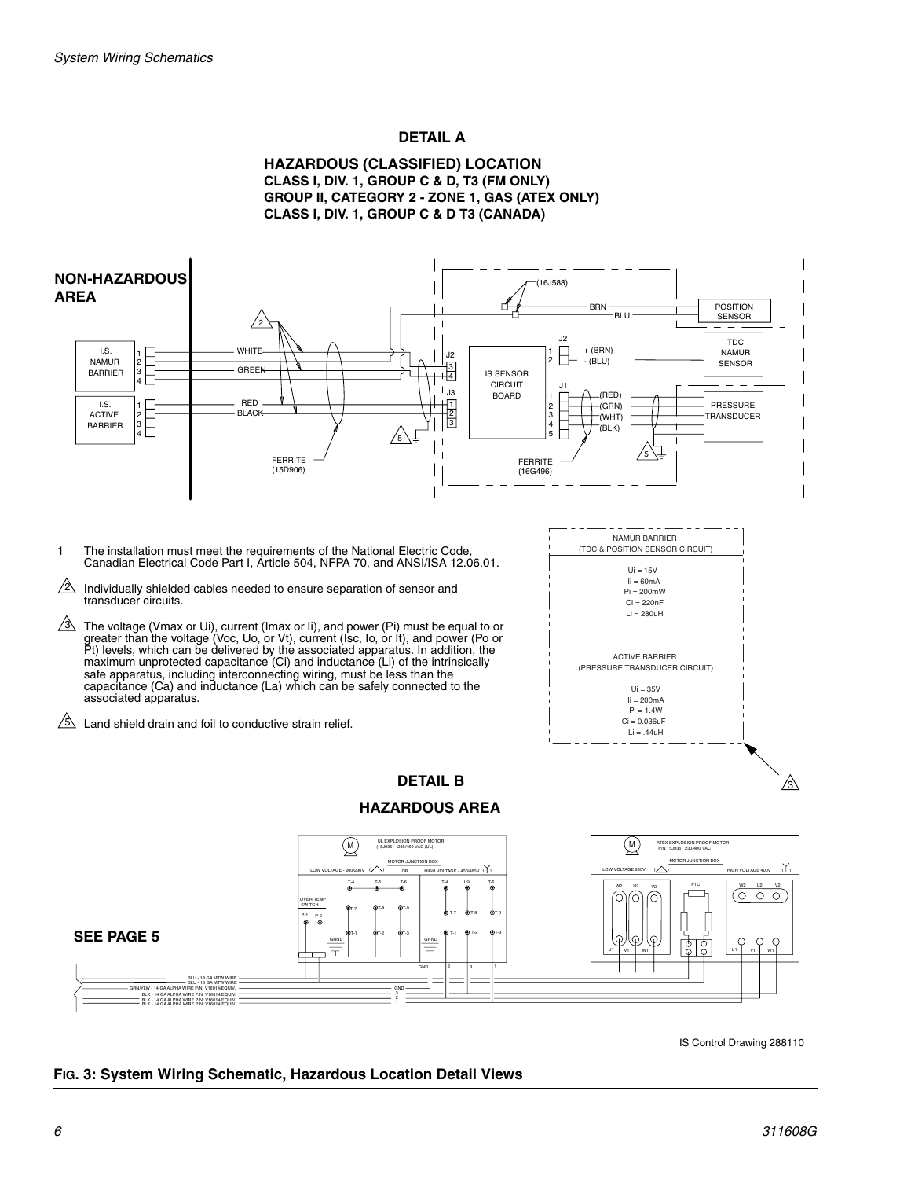## DETAIL A

### HAZARDOUS (CLASSIFIED) LOCATION
**CLASS I, DIV. 1, GROUP C & D, T3 (FM ONLY)**
**GROUP II, CATEGORY 2 - ZONE 1, GAS (ATEX ONLY)**
**CLASS I, DIV. 1, GROUP C & D T3 (CANADA)**

**NON-HAZARDOUS AREA**

1. The installation must meet the requirements of the National Electric Code, Canadian Electrical Code Part I, Article 504, NFPA 70, and ANSI/ISA 12.06.01.

2. Individually shielded cables needed to ensure separation of sensor and transducer circuits.

3. The voltage (Vmax or Ui), current (Imax or Ii), and power (Pi) must be equal to or greater than the voltage (Voc, Uo, or Vt), current (Isc, Io, or It), and power (Po or Pt) levels, which can be delivered by the associated apparatus. In addition, the maximum unprotected capacitance (Ci) and inductance (Li) of the intrinsically safe apparatus, including interconnecting wiring, must be less than the capacitance (Ca) and inductance (La) which can be safely connected to the associated apparatus.

5. Land shield drain and foil to conductive strain relief.

| NAMUR BARRIER (TDC & POSITION SENSOR CIRCUIT) |
| --- |
| Ui = 15V |
| Ii = 60mA |
| Pi = 200mW |
| Ci = 220nF |
| Li = 280uH |

| ACTIVE BARRIER (PRESSURE TRANSDUCER CIRCUIT) |
| --- |
| Ui = 35V |
| Ii = 200mA |
| Pi = 1.4W |
| Ci = 0.036uF |
| Li = .44uH |

## DETAIL B

### HAZARDOUS AREA

**SEE PAGE 5**

IS Control Drawing 288110

**FIG. 3: System Wiring Schematic, Hazardous Location Detail Views**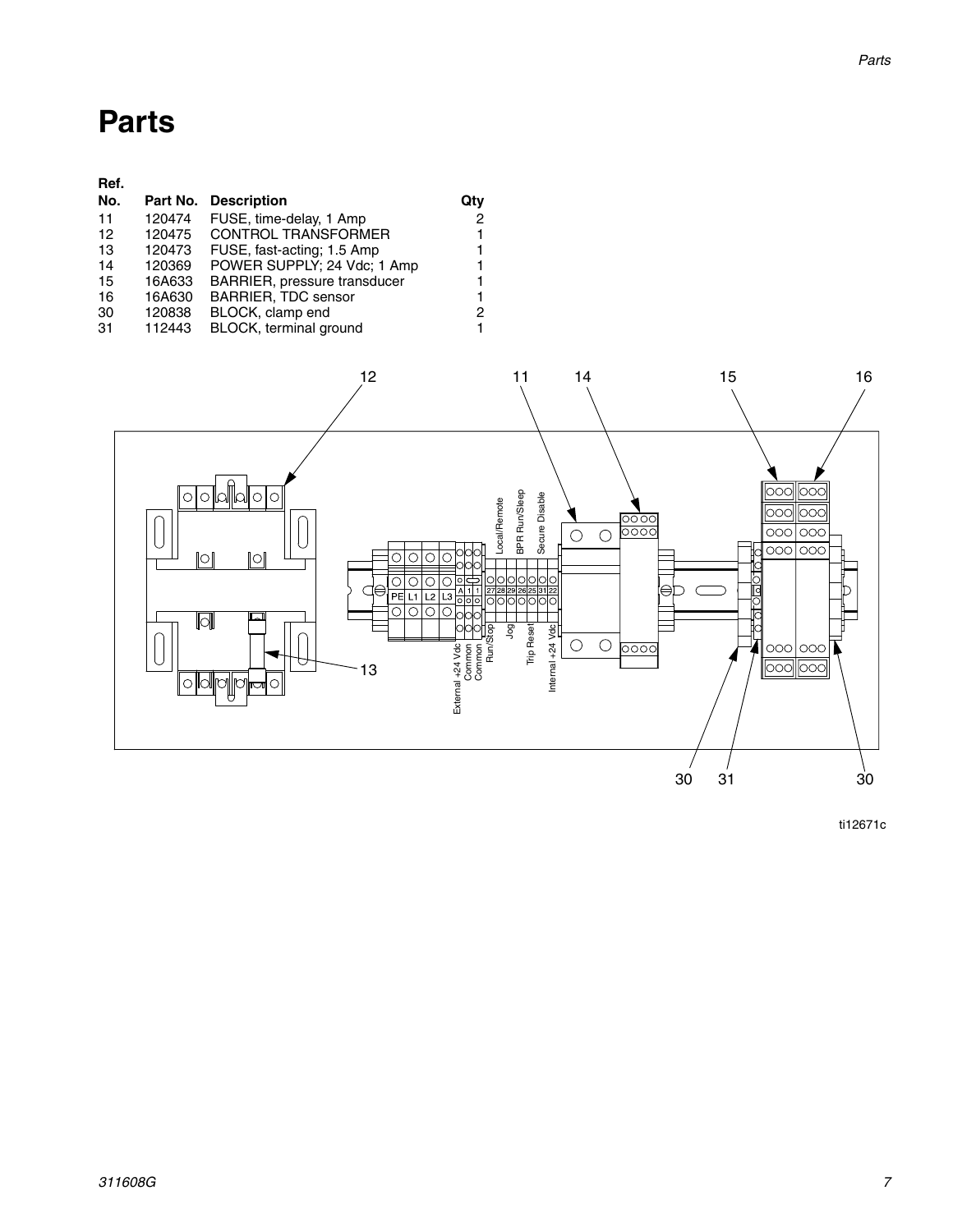# Parts

| Ref. No. | Part No. | Description | Qty |
|---|---|---|---|
| 11 | 120474 | FUSE, time-delay, 1 Amp | 2 |
| 12 | 120475 | CONTROL TRANSFORMER | 1 |
| 13 | 120473 | FUSE, fast-acting; 1.5 Amp | 1 |
| 14 | 120369 | POWER SUPPLY; 24 Vdc; 1 Amp | 1 |
| 15 | 16A633 | BARRIER, pressure transducer | 1 |
| 16 | 16A630 | BARRIER, TDC sensor | 1 |
| 30 | 120838 | BLOCK, clamp end | 2 |
| 31 | 112443 | BLOCK, terminal ground | 1 |

ti12671c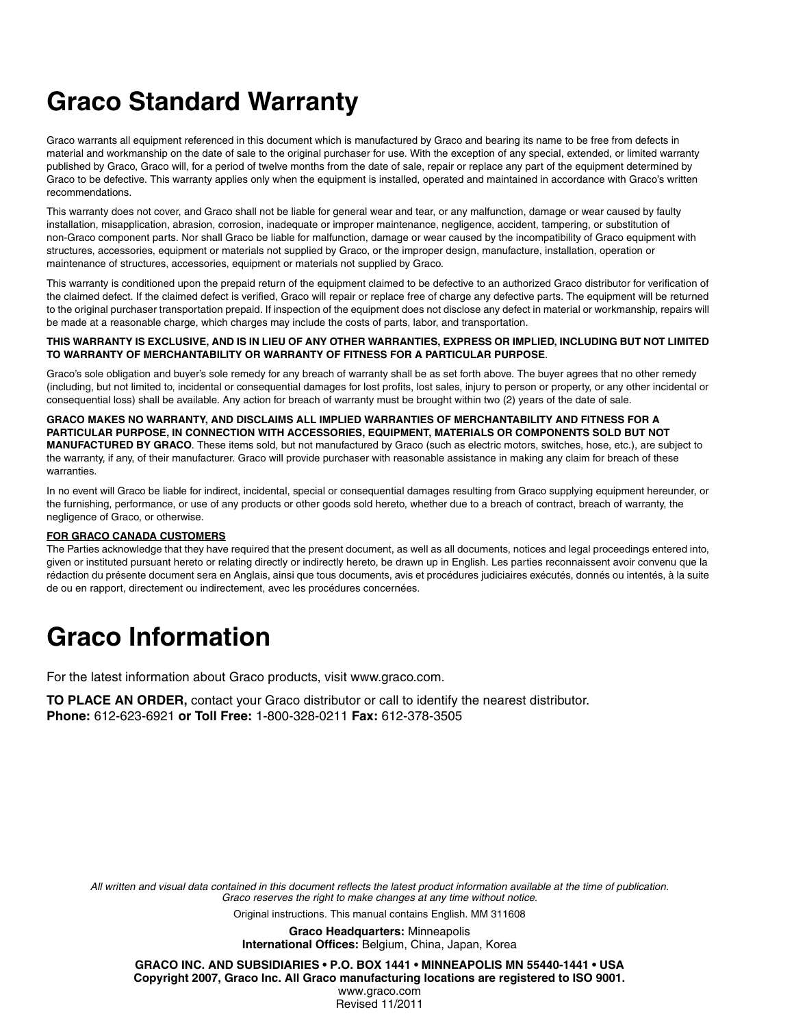# Graco Standard Warranty

Graco warrants all equipment referenced in this document which is manufactured by Graco and bearing its name to be free from defects in material and workmanship on the date of sale to the original purchaser for use. With the exception of any special, extended, or limited warranty published by Graco, Graco will, for a period of twelve months from the date of sale, repair or replace any part of the equipment determined by Graco to be defective. This warranty applies only when the equipment is installed, operated and maintained in accordance with Graco's written recommendations.

This warranty does not cover, and Graco shall not be liable for general wear and tear, or any malfunction, damage or wear caused by faulty installation, misapplication, abrasion, corrosion, inadequate or improper maintenance, negligence, accident, tampering, or substitution of non-Graco component parts. Nor shall Graco be liable for malfunction, damage or wear caused by the incompatibility of Graco equipment with structures, accessories, equipment or materials not supplied by Graco, or the improper design, manufacture, installation, operation or maintenance of structures, accessories, equipment or materials not supplied by Graco.

This warranty is conditioned upon the prepaid return of the equipment claimed to be defective to an authorized Graco distributor for verification of the claimed defect. If the claimed defect is verified, Graco will repair or replace free of charge any defective parts. The equipment will be returned to the original purchaser transportation prepaid. If inspection of the equipment does not disclose any defect in material or workmanship, repairs will be made at a reasonable charge, which charges may include the costs of parts, labor, and transportation.

**THIS WARRANTY IS EXCLUSIVE, AND IS IN LIEU OF ANY OTHER WARRANTIES, EXPRESS OR IMPLIED, INCLUDING BUT NOT LIMITED TO WARRANTY OF MERCHANTABILITY OR WARRANTY OF FITNESS FOR A PARTICULAR PURPOSE**.

Graco's sole obligation and buyer's sole remedy for any breach of warranty shall be as set forth above. The buyer agrees that no other remedy (including, but not limited to, incidental or consequential damages for lost profits, lost sales, injury to person or property, or any other incidental or consequential loss) shall be available. Any action for breach of warranty must be brought within two (2) years of the date of sale.

**GRACO MAKES NO WARRANTY, AND DISCLAIMS ALL IMPLIED WARRANTIES OF MERCHANTABILITY AND FITNESS FOR A PARTICULAR PURPOSE, IN CONNECTION WITH ACCESSORIES, EQUIPMENT, MATERIALS OR COMPONENTS SOLD BUT NOT MANUFACTURED BY GRACO**. These items sold, but not manufactured by Graco (such as electric motors, switches, hose, etc.), are subject to the warranty, if any, of their manufacturer. Graco will provide purchaser with reasonable assistance in making any claim for breach of these warranties.

In no event will Graco be liable for indirect, incidental, special or consequential damages resulting from Graco supplying equipment hereunder, or the furnishing, performance, or use of any products or other goods sold hereto, whether due to a breach of contract, breach of warranty, the negligence of Graco, or otherwise.

**FOR GRACO CANADA CUSTOMERS**

The Parties acknowledge that they have required that the present document, as well as all documents, notices and legal proceedings entered into, given or instituted pursuant hereto or relating directly or indirectly hereto, be drawn up in English. Les parties reconnaissent avoir convenu que la rédaction du présente document sera en Anglais, ainsi que tous documents, avis et procédures judiciaires exécutés, donnés ou intentés, à la suite de ou en rapport, directement ou indirectement, avec les procédures concernées.

# Graco Information

For the latest information about Graco products, visit www.graco.com.

**TO PLACE AN ORDER,** contact your Graco distributor or call to identify the nearest distributor.
**Phone:** 612-623-6921 **or Toll Free:** 1-800-328-0211 **Fax:** 612-378-3505

*All written and visual data contained in this document reflects the latest product information available at the time of publication. Graco reserves the right to make changes at any time without notice.*

Original instructions. This manual contains English. MM 311608

**Graco Headquarters:** Minneapolis
**International Offices:** Belgium, China, Japan, Korea

**GRACO INC. AND SUBSIDIARIES • P.O. BOX 1441 • MINNEAPOLIS MN 55440-1441 • USA**
**Copyright 2007, Graco Inc. All Graco manufacturing locations are registered to ISO 9001.**
www.graco.com
Revised 11/2011